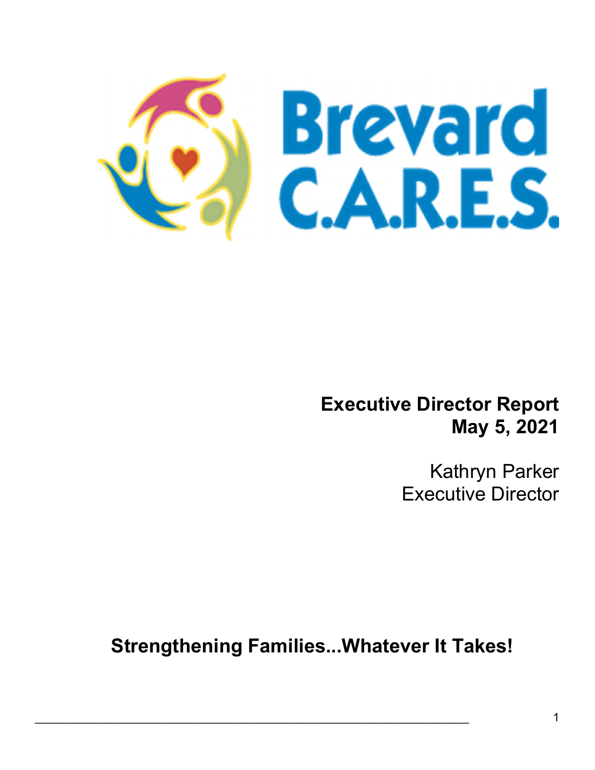# Brevard C.A.R.E.S.

**Executive Director Report**
**May 5, 2021**

Kathryn Parker
Executive Director

**Strengthening Families...Whatever It Takes!**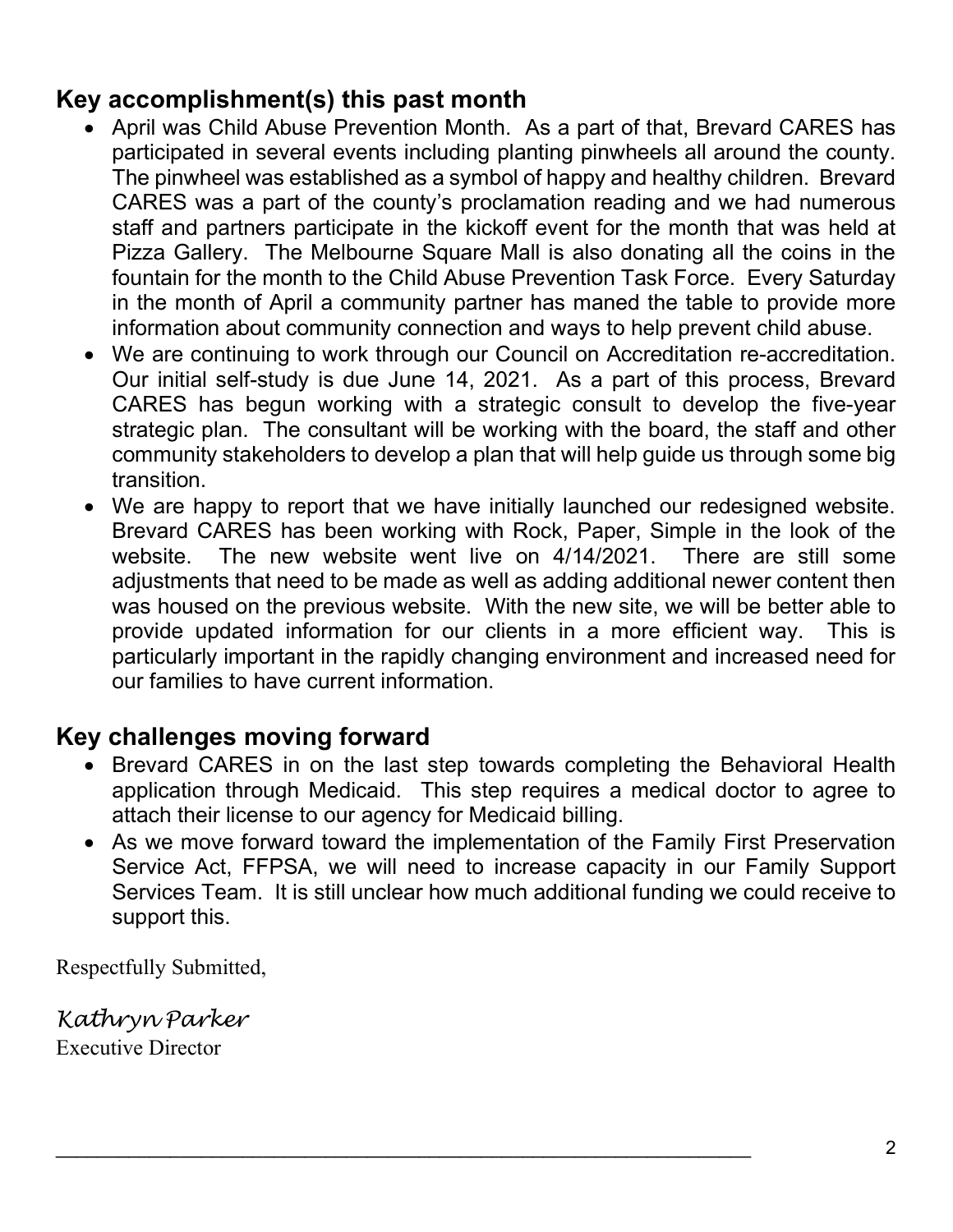## Key accomplishment(s) this past month

- April was Child Abuse Prevention Month. As a part of that, Brevard CARES has participated in several events including planting pinwheels all around the county. The pinwheel was established as a symbol of happy and healthy children. Brevard CARES was a part of the county's proclamation reading and we had numerous staff and partners participate in the kickoff event for the month that was held at Pizza Gallery. The Melbourne Square Mall is also donating all the coins in the fountain for the month to the Child Abuse Prevention Task Force. Every Saturday in the month of April a community partner has maned the table to provide more information about community connection and ways to help prevent child abuse.
- We are continuing to work through our Council on Accreditation re-accreditation. Our initial self-study is due June 14, 2021. As a part of this process, Brevard CARES has begun working with a strategic consult to develop the five-year strategic plan. The consultant will be working with the board, the staff and other community stakeholders to develop a plan that will help guide us through some big transition.
- We are happy to report that we have initially launched our redesigned website. Brevard CARES has been working with Rock, Paper, Simple in the look of the website. The new website went live on 4/14/2021. There are still some adjustments that need to be made as well as adding additional newer content then was housed on the previous website. With the new site, we will be better able to provide updated information for our clients in a more efficient way. This is particularly important in the rapidly changing environment and increased need for our families to have current information.

## Key challenges moving forward

- Brevard CARES in on the last step towards completing the Behavioral Health application through Medicaid. This step requires a medical doctor to agree to attach their license to our agency for Medicaid billing.
- As we move forward toward the implementation of the Family First Preservation Service Act, FFPSA, we will need to increase capacity in our Family Support Services Team. It is still unclear how much additional funding we could receive to support this.

Respectfully Submitted,

*Kathryn Parker*
Executive Director